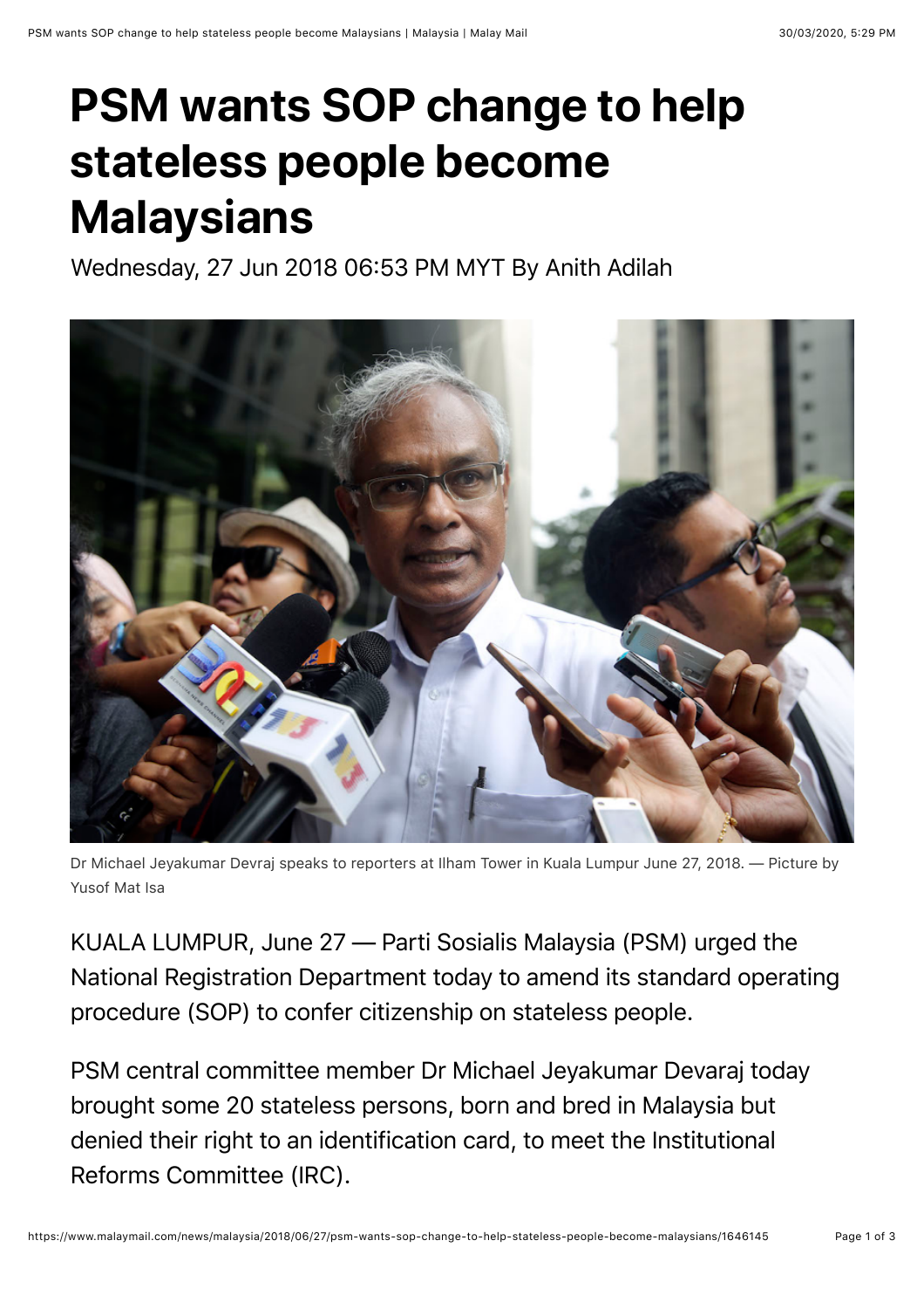# PSM wants SOP change to help stateless people become Malaysians

Wednesday, 27 Jun 2018 06:53 PM MYT By Anith Adilah

Dr Michael Jeyakumar Devraj speaks to reporters at Ilham Tower in Kuala Lumpur June 27, 2018. — Picture by Yusof Mat Isa

KUALA LUMPUR, June 27 — Parti Sosialis Malaysia (PSM) urged the National Registration Department today to amend its standard operating procedure (SOP) to confer citizenship on stateless people.

PSM central committee member Dr Michael Jeyakumar Devaraj today brought some 20 stateless persons, born and bred in Malaysia but denied their right to an identification card, to meet the Institutional Reforms Committee (IRC).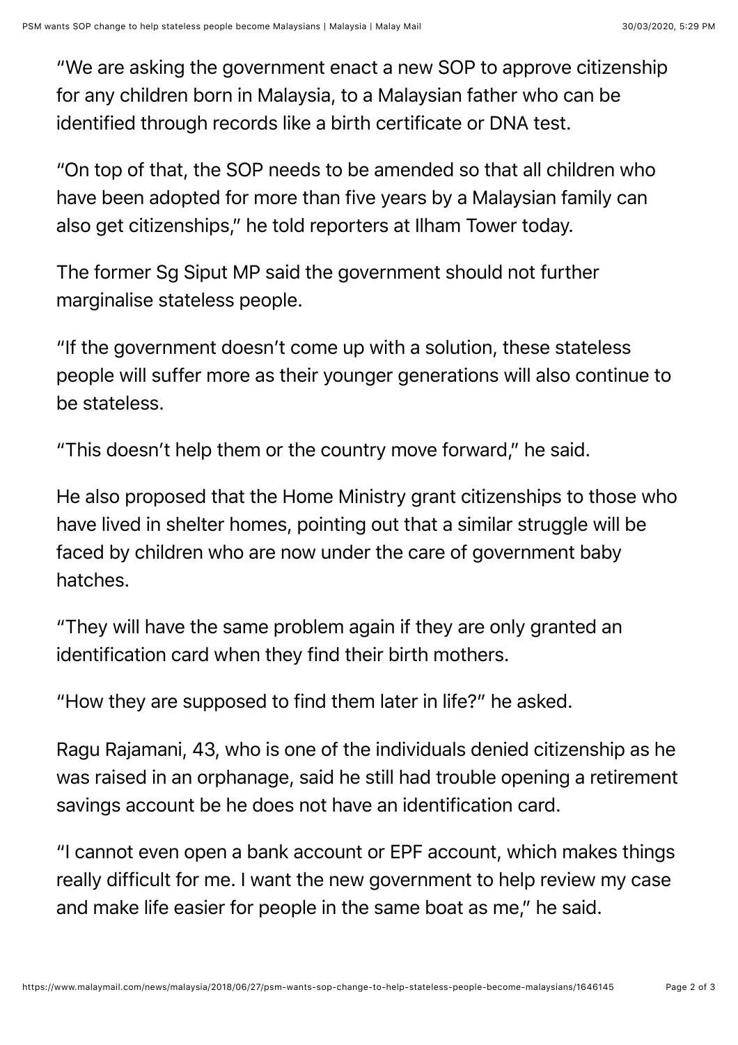"We are asking the government enact a new SOP to approve citizenship for any children born in Malaysia, to a Malaysian father who can be identified through records like a birth certificate or DNA test.

"On top of that, the SOP needs to be amended so that all children who have been adopted for more than five years by a Malaysian family can also get citizenships," he told reporters at Ilham Tower today.

The former Sg Siput MP said the government should not further marginalise stateless people.

"If the government doesn't come up with a solution, these stateless people will suffer more as their younger generations will also continue to be stateless.

"This doesn't help them or the country move forward," he said.

He also proposed that the Home Ministry grant citizenships to those who have lived in shelter homes, pointing out that a similar struggle will be faced by children who are now under the care of government baby hatches.

"They will have the same problem again if they are only granted an identification card when they find their birth mothers.

"How they are supposed to find them later in life?" he asked.

Ragu Rajamani, 43, who is one of the individuals denied citizenship as he was raised in an orphanage, said he still had trouble opening a retirement savings account be he does not have an identification card.

"I cannot even open a bank account or EPF account, which makes things really difficult for me. I want the new government to help review my case and make life easier for people in the same boat as me," he said.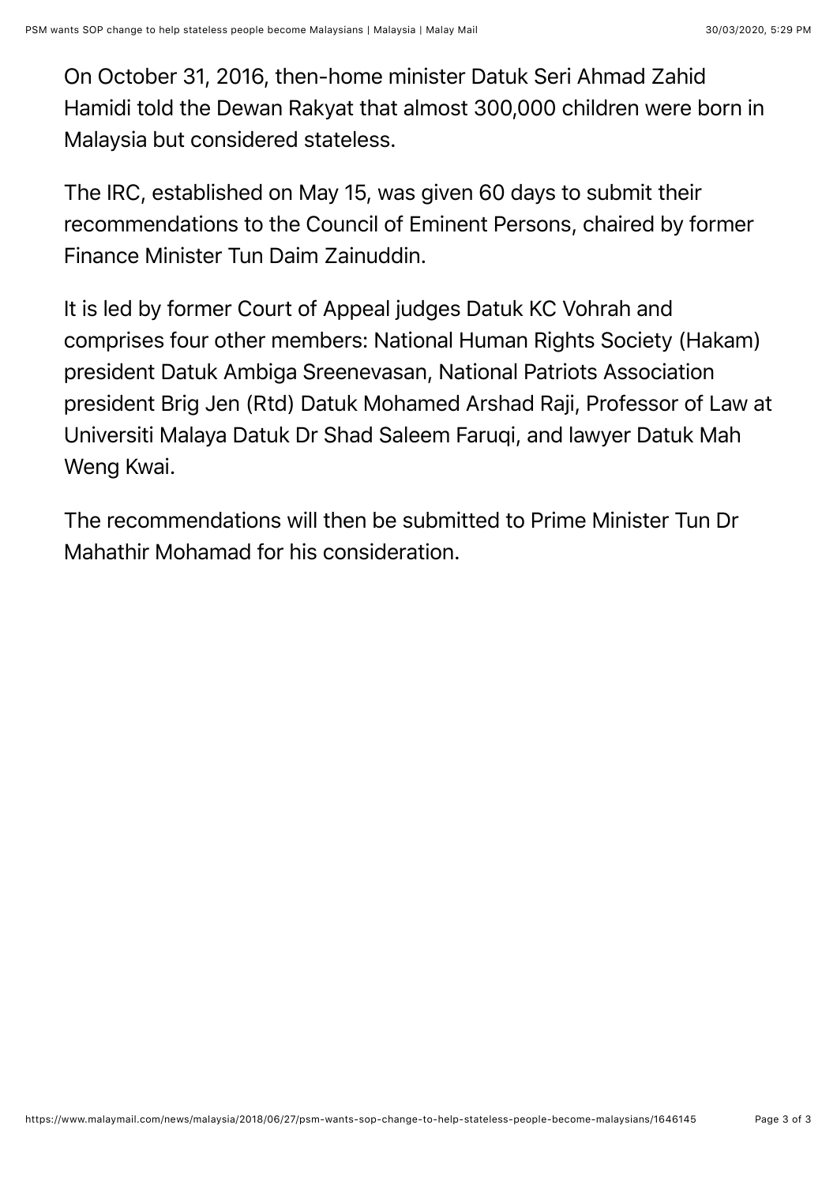On October 31, 2016, then-home minister Datuk Seri Ahmad Zahid Hamidi told the Dewan Rakyat that almost 300,000 children were born in Malaysia but considered stateless.

The IRC, established on May 15, was given 60 days to submit their recommendations to the Council of Eminent Persons, chaired by former Finance Minister Tun Daim Zainuddin.

It is led by former Court of Appeal judges Datuk KC Vohrah and comprises four other members: National Human Rights Society (Hakam) president Datuk Ambiga Sreenevasan, National Patriots Association president Brig Jen (Rtd) Datuk Mohamed Arshad Raji, Professor of Law at Universiti Malaya Datuk Dr Shad Saleem Faruqi, and lawyer Datuk Mah Weng Kwai.

The recommendations will then be submitted to Prime Minister Tun Dr Mahathir Mohamad for his consideration.